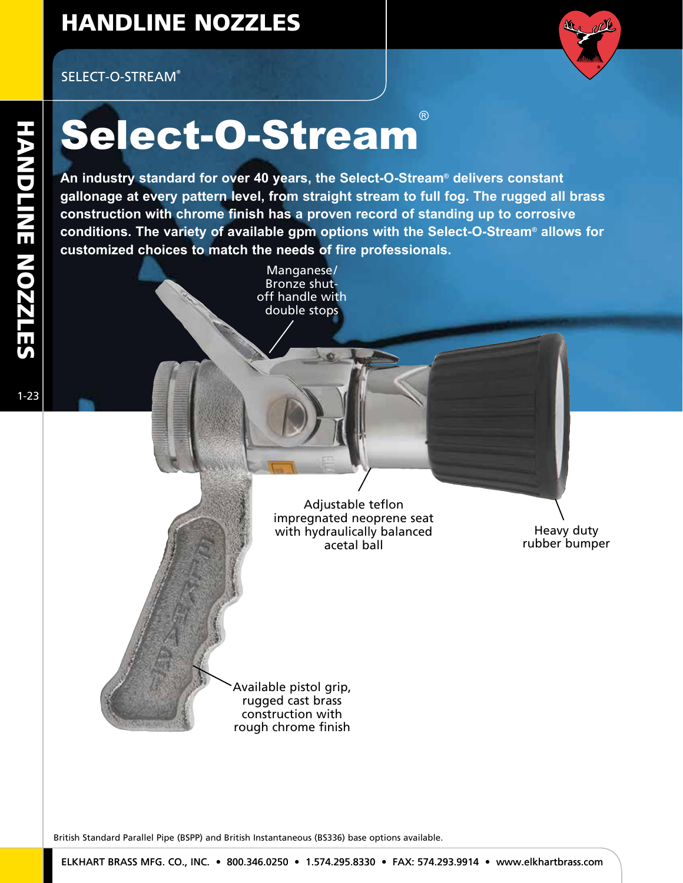# HANDLINE NOZZLES

SELECT-O-STREAM®

# Select-O-Stream®

**An industry standard for over 40 years, the Select-O-Stream® delivers constant gallonage at every pattern level, from straight stream to full fog. The rugged all brass construction with chrome finish has a proven record of standing up to corrosive conditions. The variety of available gpm options with the Select-O-Stream® allows for customized choices to match the needs of fire professionals.**

Manganese/ Bronze shut-off handle with double stops

Adjustable teflon impregnated neoprene seat with hydraulically balanced acetal ball

Heavy duty rubber bumper

Available pistol grip, rugged cast brass construction with rough chrome finish

British Standard Parallel Pipe (BSPP) and British Instantaneous (BS336) base options available.

ELKHART BRASS MFG. CO., INC. • 800.346.0250 • 1.574.295.8330 • FAX: 574.293.9914 • www.elkhartbrass.com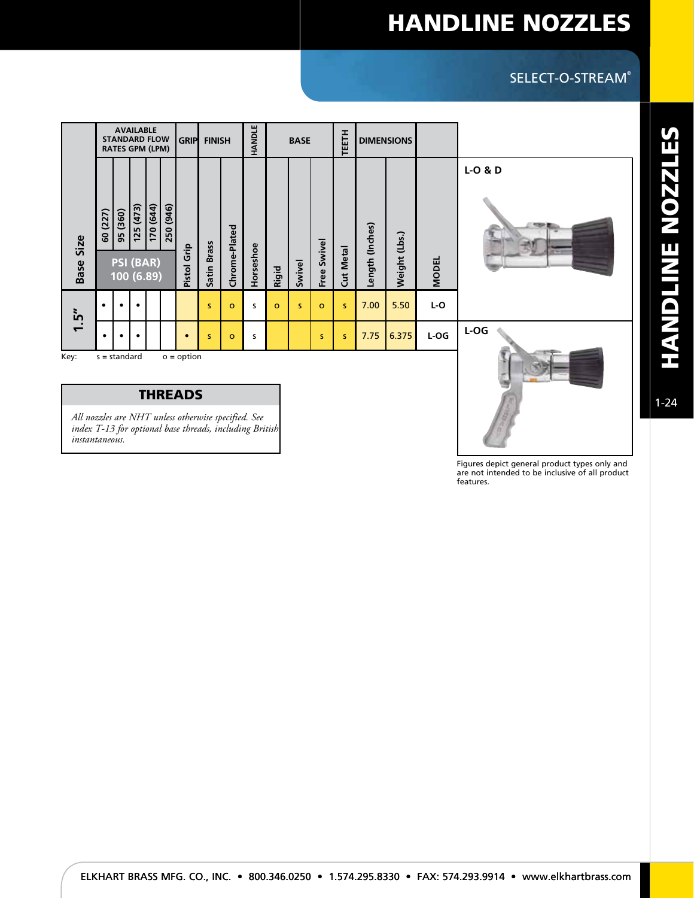# HANDLINE NOZZLES

## SELECT-O-STREAM®

| Base Size | AVAILABLE STANDARD FLOW RATES GPM (LPM) PSI (BAR) 100 (6.89) | | | | | GRIP | FINISH | | HANDLE | BASE | | | TEETH | DIMENSIONS | | |
|---|---|---|---|---|---|---|---|---|---|---|---|---|---|---|---|---|
| | 60 (227) | 95 (360) | 125 (473) | 170 (644) | 250 (946) | Pistol Grip | Satin Brass | Chrome-Plated | Horseshoe | Rigid | Swivel | Free Swivel | Cut Metal | Length (Inches) | Weight (Lbs.) | MODEL |
| 1.5" | • | • | • | | | | s | o | s | o | s | o | s | 7.00 | 5.50 | L-O |
| | • | • | • | | | • | s | o | s | | | s | s | 7.75 | 6.375 | L-OG |

Key: s = standard o = option

L-O & D

L-OG

Figures depict general product types only and are not intended to be inclusive of all product features.

### THREADS

*All nozzles are NHT unless otherwise specified. See index T-13 for optional base threads, including British instantaneous.*